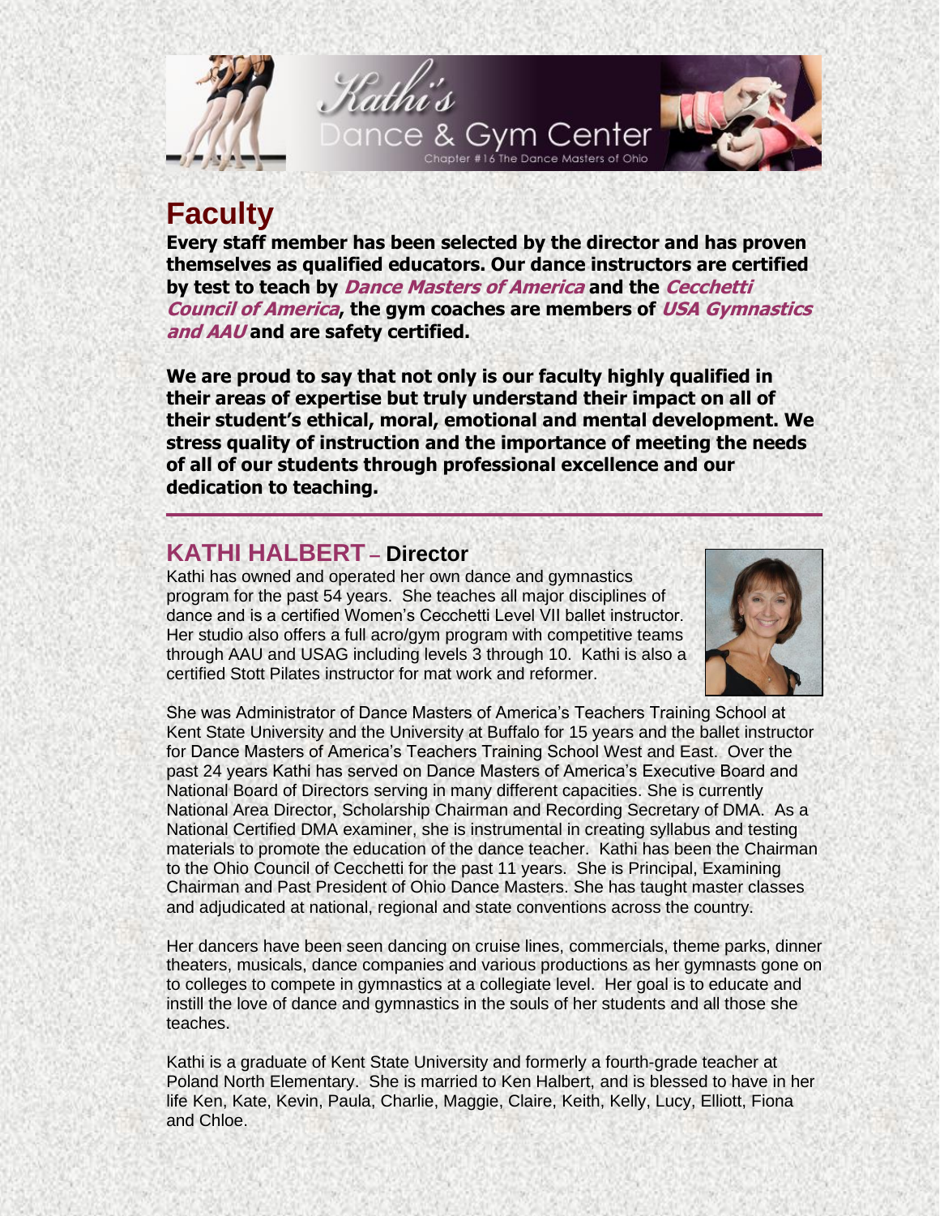# Kathi's Dance & Gym Center

Chapter #16 The Dance Masters of Ohio

# Faculty

**Every staff member has been selected by the director and has proven themselves as qualified educators. Our dance instructors are certified by test to teach by *Dance Masters of America* and the *Cecchetti Council of America*, the gym coaches are members of *USA Gymnastics and AAU* and are safety certified.**

**We are proud to say that not only is our faculty highly qualified in their areas of expertise but truly understand their impact on all of their student's ethical, moral, emotional and mental development. We stress quality of instruction and the importance of meeting the needs of all of our students through professional excellence and our dedication to teaching.**

---

## KATHI HALBERT – Director

Kathi has owned and operated her own dance and gymnastics program for the past 54 years. She teaches all major disciplines of dance and is a certified Women's Cecchetti Level VII ballet instructor. Her studio also offers a full acro/gym program with competitive teams through AAU and USAG including levels 3 through 10. Kathi is also a certified Stott Pilates instructor for mat work and reformer.

She was Administrator of Dance Masters of America's Teachers Training School at Kent State University and the University at Buffalo for 15 years and the ballet instructor for Dance Masters of America's Teachers Training School West and East. Over the past 24 years Kathi has served on Dance Masters of America's Executive Board and National Board of Directors serving in many different capacities. She is currently National Area Director, Scholarship Chairman and Recording Secretary of DMA. As a National Certified DMA examiner, she is instrumental in creating syllabus and testing materials to promote the education of the dance teacher. Kathi has been the Chairman to the Ohio Council of Cecchetti for the past 11 years. She is Principal, Examining Chairman and Past President of Ohio Dance Masters. She has taught master classes and adjudicated at national, regional and state conventions across the country.

Her dancers have been seen dancing on cruise lines, commercials, theme parks, dinner theaters, musicals, dance companies and various productions as her gymnasts gone on to colleges to compete in gymnastics at a collegiate level. Her goal is to educate and instill the love of dance and gymnastics in the souls of her students and all those she teaches.

Kathi is a graduate of Kent State University and formerly a fourth-grade teacher at Poland North Elementary. She is married to Ken Halbert, and is blessed to have in her life Ken, Kate, Kevin, Paula, Charlie, Maggie, Claire, Keith, Kelly, Lucy, Elliott, Fiona and Chloe.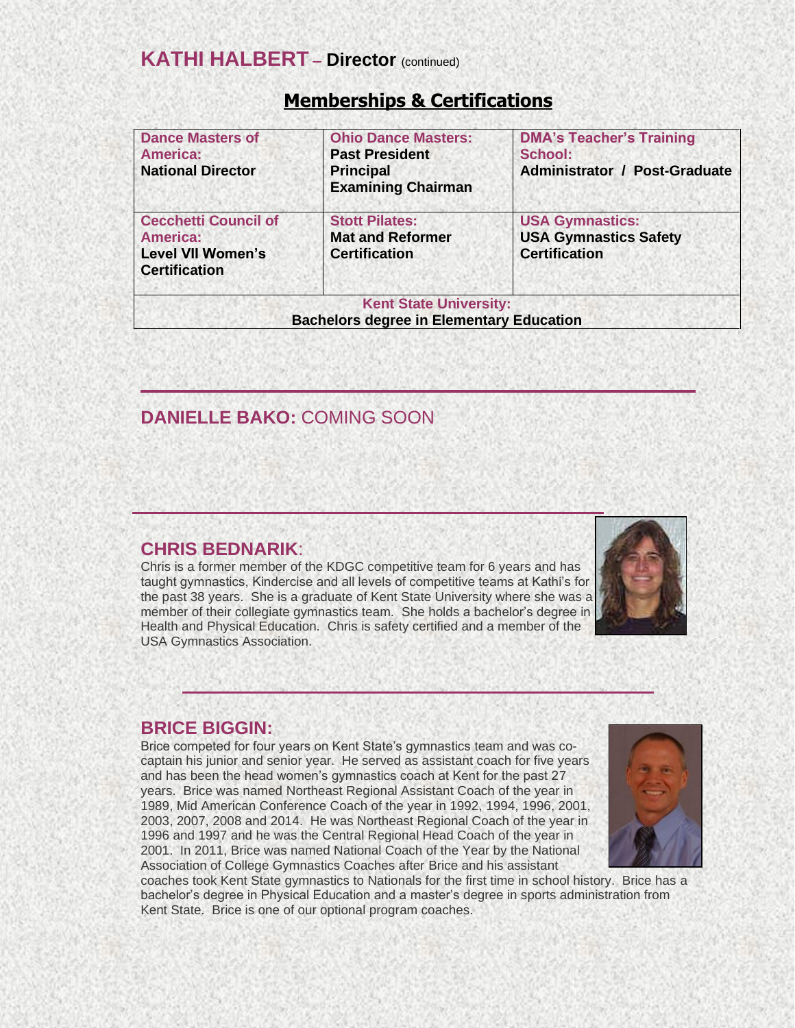## KATHI HALBERT – Director (continued)

## Memberships & Certifications

| Dance Masters of America: **National Director** | Ohio Dance Masters: **Past President**, **Principal**, **Examining Chairman** | DMA's Teacher's Training School: **Administrator / Post-Graduate** |
|---|---|---|
| Cecchetti Council of America: **Level VII Women's Certification** | Stott Pilates: **Mat and Reformer Certification** | USA Gymnastics: **USA Gymnastics Safety Certification** |
| Kent State University: **Bachelors degree in Elementary Education** | | |

---

## DANIELLE BAKO: COMING SOON

---

## CHRIS BEDNARIK:

Chris is a former member of the KDGC competitive team for 6 years and has taught gymnastics, Kindercise and all levels of competitive teams at Kathi's for the past 38 years. She is a graduate of Kent State University where she was a member of their collegiate gymnastics team. She holds a bachelor's degree in Health and Physical Education. Chris is safety certified and a member of the USA Gymnastics Association.

---

## BRICE BIGGIN:

Brice competed for four years on Kent State's gymnastics team and was co-captain his junior and senior year. He served as assistant coach for five years and has been the head women's gymnastics coach at Kent for the past 27 years. Brice was named Northeast Regional Assistant Coach of the year in 1989, Mid American Conference Coach of the year in 1992, 1994, 1996, 2001, 2003, 2007, 2008 and 2014. He was Northeast Regional Coach of the year in 1996 and 1997 and he was the Central Regional Head Coach of the year in 2001. In 2011, Brice was named National Coach of the Year by the National Association of College Gymnastics Coaches after Brice and his assistant coaches took Kent State gymnastics to Nationals for the first time in school history. Brice has a bachelor's degree in Physical Education and a master's degree in sports administration from Kent State. Brice is one of our optional program coaches.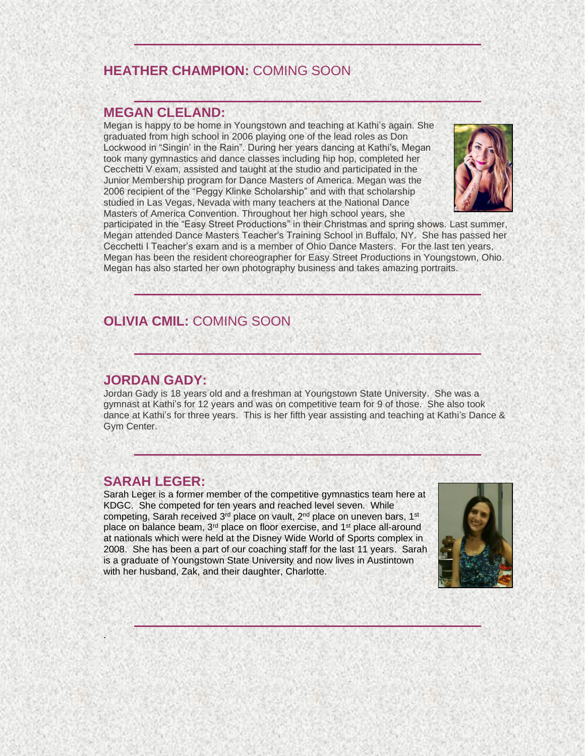## HEATHER CHAMPION: COMING SOON

---

## MEGAN CLELAND:

Megan is happy to be home in Youngstown and teaching at Kathi's again. She graduated from high school in 2006 playing one of the lead roles as Don Lockwood in "Singin' in the Rain". During her years dancing at Kathi's, Megan took many gymnastics and dance classes including hip hop, completed her Cecchetti V exam, assisted and taught at the studio and participated in the Junior Membership program for Dance Masters of America. Megan was the 2006 recipient of the "Peggy Klinke Scholarship" and with that scholarship studied in Las Vegas, Nevada with many teachers at the National Dance Masters of America Convention. Throughout her high school years, she participated in the "Easy Street Productions" in their Christmas and spring shows. Last summer, Megan attended Dance Masters Teacher's Training School in Buffalo, NY. She has passed her Cecchetti I Teacher's exam and is a member of Ohio Dance Masters. For the last ten years, Megan has been the resident choreographer for Easy Street Productions in Youngstown, Ohio. Megan has also started her own photography business and takes amazing portraits.

---

## OLIVIA CMIL: COMING SOON

---

## JORDAN GADY:

Jordan Gady is 18 years old and a freshman at Youngstown State University. She was a gymnast at Kathi's for 12 years and was on competitive team for 9 of those. She also took dance at Kathi's for three years. This is her fifth year assisting and teaching at Kathi's Dance & Gym Center.

---

## SARAH LEGER:

Sarah Leger is a former member of the competitive gymnastics team here at KDGC. She competed for ten years and reached level seven. While competing, Sarah received 3rd place on vault, 2nd place on uneven bars, 1st place on balance beam, 3rd place on floor exercise, and 1st place all-around at nationals which were held at the Disney Wide World of Sports complex in 2008. She has been a part of our coaching staff for the last 11 years. Sarah is a graduate of Youngstown State University and now lives in Austintown with her husband, Zak, and their daughter, Charlotte.

---

.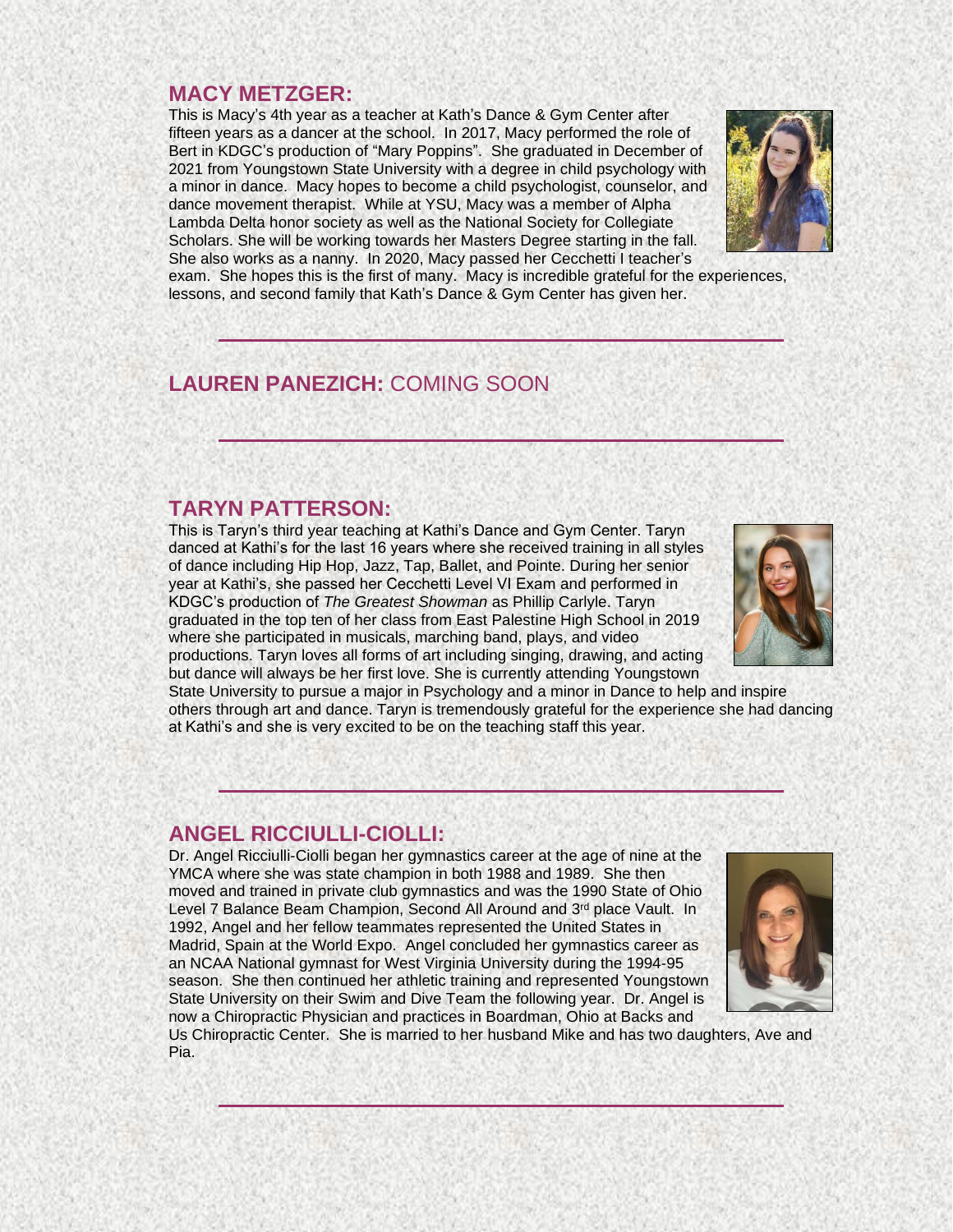## MACY METZGER:

This is Macy's 4th year as a teacher at Kath's Dance & Gym Center after fifteen years as a dancer at the school. In 2017, Macy performed the role of Bert in KDGC's production of "Mary Poppins". She graduated in December of 2021 from Youngstown State University with a degree in child psychology with a minor in dance. Macy hopes to become a child psychologist, counselor, and dance movement therapist. While at YSU, Macy was a member of Alpha Lambda Delta honor society as well as the National Society for Collegiate Scholars. She will be working towards her Masters Degree starting in the fall. She also works as a nanny. In 2020, Macy passed her Cecchetti I teacher's exam. She hopes this is the first of many. Macy is incredible grateful for the experiences, lessons, and second family that Kath's Dance & Gym Center has given her.

---

## LAUREN PANEZICH: COMING SOON

---

## TARYN PATTERSON:

This is Taryn's third year teaching at Kathi's Dance and Gym Center. Taryn danced at Kathi's for the last 16 years where she received training in all styles of dance including Hip Hop, Jazz, Tap, Ballet, and Pointe. During her senior year at Kathi's, she passed her Cecchetti Level VI Exam and performed in KDGC's production of *The Greatest Showman* as Phillip Carlyle. Taryn graduated in the top ten of her class from East Palestine High School in 2019 where she participated in musicals, marching band, plays, and video productions. Taryn loves all forms of art including singing, drawing, and acting but dance will always be her first love. She is currently attending Youngstown State University to pursue a major in Psychology and a minor in Dance to help and inspire others through art and dance. Taryn is tremendously grateful for the experience she had dancing at Kathi's and she is very excited to be on the teaching staff this year.

---

## ANGEL RICCIULLI-CIOLLI:

Dr. Angel Ricciulli-Ciolli began her gymnastics career at the age of nine at the YMCA where she was state champion in both 1988 and 1989. She then moved and trained in private club gymnastics and was the 1990 State of Ohio Level 7 Balance Beam Champion, Second All Around and 3rd place Vault. In 1992, Angel and her fellow teammates represented the United States in Madrid, Spain at the World Expo. Angel concluded her gymnastics career as an NCAA National gymnast for West Virginia University during the 1994-95 season. She then continued her athletic training and represented Youngstown State University on their Swim and Dive Team the following year. Dr. Angel is now a Chiropractic Physician and practices in Boardman, Ohio at Backs and Us Chiropractic Center. She is married to her husband Mike and has two daughters, Ave and Pia.

---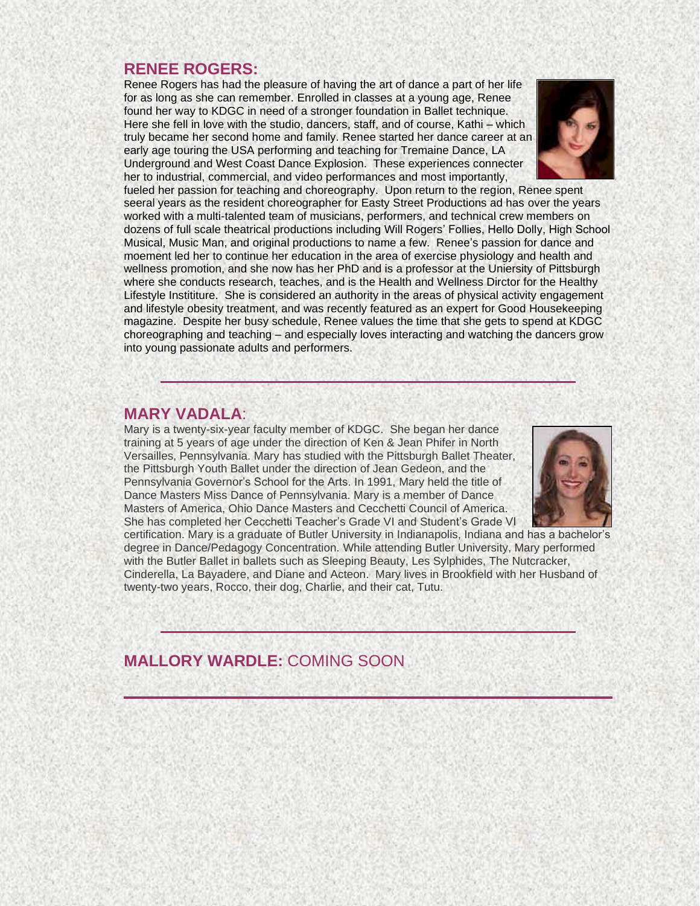## RENEE ROGERS:

Renee Rogers has had the pleasure of having the art of dance a part of her life for as long as she can remember. Enrolled in classes at a young age, Renee found her way to KDGC in need of a stronger foundation in Ballet technique. Here she fell in love with the studio, dancers, staff, and of course, Kathi – which truly became her second home and family. Renee started her dance career at an early age touring the USA performing and teaching for Tremaine Dance, LA Underground and West Coast Dance Explosion. These experiences connecter her to industrial, commercial, and video performances and most importantly, fueled her passion for teaching and choreography. Upon return to the region, Renee spent seeral years as the resident choreographer for Easty Street Productions ad has over the years worked with a multi-talented team of musicians, performers, and technical crew members on dozens of full scale theatrical productions including Will Rogers' Follies, Hello Dolly, High School Musical, Music Man, and original productions to name a few. Renee's passion for dance and moement led her to continue her education in the area of exercise physiology and health and wellness promotion, and she now has her PhD and is a professor at the Uniersity of Pittsburgh where she conducts research, teaches, and is the Health and Wellness Dirctor for the Healthy Lifestyle Instititure. She is considered an authority in the areas of physical activity engagement and lifestyle obesity treatment, and was recently featured as an expert for Good Housekeeping magazine. Despite her busy schedule, Renee values the time that she gets to spend at KDGC choreographing and teaching – and especially loves interacting and watching the dancers grow into young passionate adults and performers.

---

## MARY VADALA:

Mary is a twenty-six-year faculty member of KDGC. She began her dance training at 5 years of age under the direction of Ken & Jean Phifer in North Versailles, Pennsylvania. Mary has studied with the Pittsburgh Ballet Theater, the Pittsburgh Youth Ballet under the direction of Jean Gedeon, and the Pennsylvania Governor's School for the Arts. In 1991, Mary held the title of Dance Masters Miss Dance of Pennsylvania. Mary is a member of Dance Masters of America, Ohio Dance Masters and Cecchetti Council of America. She has completed her Cecchetti Teacher's Grade VI and Student's Grade VI certification. Mary is a graduate of Butler University in Indianapolis, Indiana and has a bachelor's degree in Dance/Pedagogy Concentration. While attending Butler University, Mary performed with the Butler Ballet in ballets such as Sleeping Beauty, Les Sylphides, The Nutcracker, Cinderella, La Bayadere, and Diane and Acteon. Mary lives in Brookfield with her Husband of twenty-two years, Rocco, their dog, Charlie, and their cat, Tutu.

---

## MALLORY WARDLE: COMING SOON

---